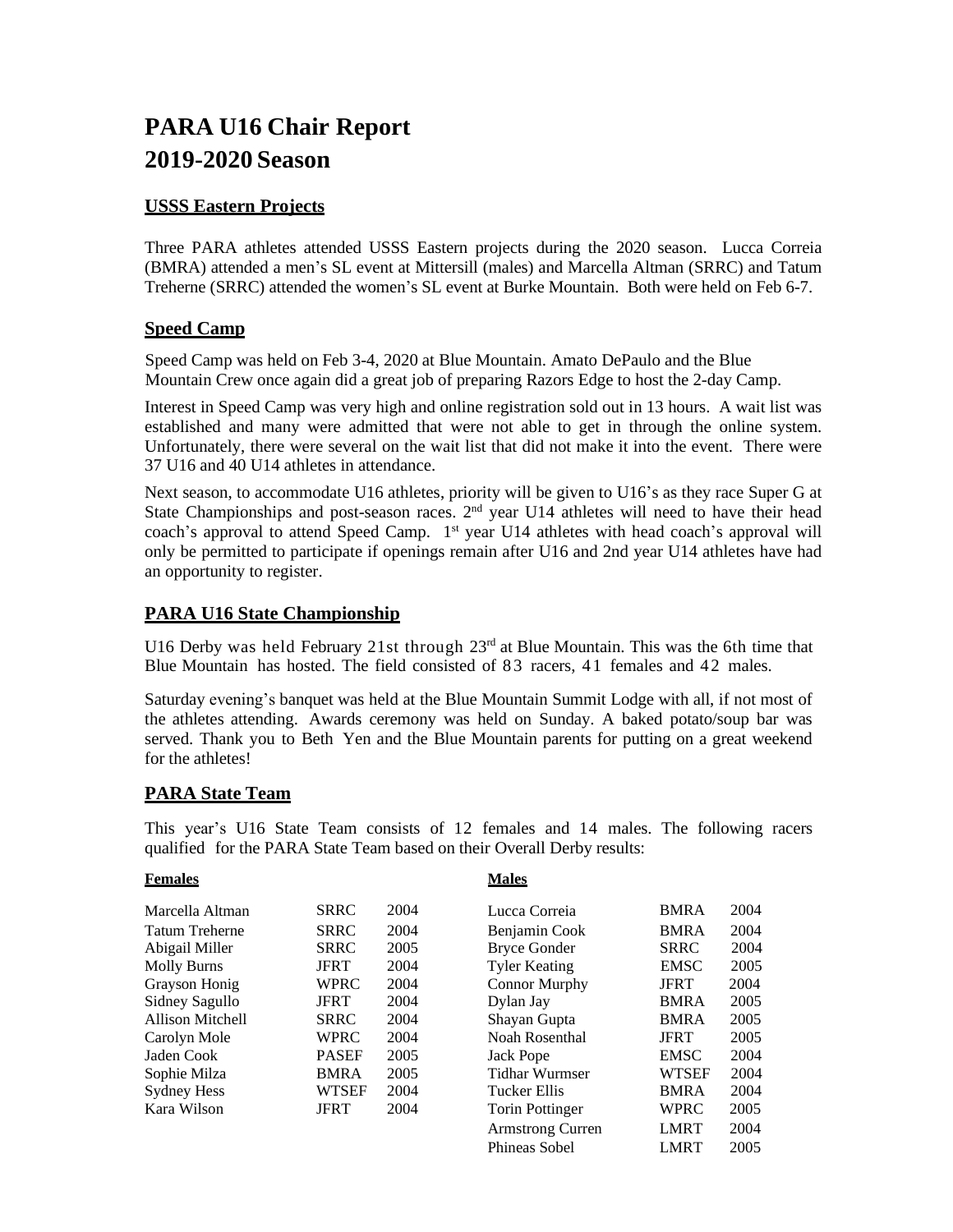# PARA U16 Chair Report
# 2019-2020 Season

## USSS Eastern Projects

Three PARA athletes attended USSS Eastern projects during the 2020 season. Lucca Correia (BMRA) attended a men's SL event at Mittersill (males) and Marcella Altman (SRRC) and Tatum Treherne (SRRC) attended the women's SL event at Burke Mountain. Both were held on Feb 6-7.

## Speed Camp

Speed Camp was held on Feb 3-4, 2020 at Blue Mountain. Amato DePaulo and the Blue Mountain Crew once again did a great job of preparing Razors Edge to host the 2-day Camp.

Interest in Speed Camp was very high and online registration sold out in 13 hours. A wait list was established and many were admitted that were not able to get in through the online system. Unfortunately, there were several on the wait list that did not make it into the event. There were 37 U16 and 40 U14 athletes in attendance.

Next season, to accommodate U16 athletes, priority will be given to U16's as they race Super G at State Championships and post-season races. 2nd year U14 athletes will need to have their head coach's approval to attend Speed Camp. 1st year U14 athletes with head coach's approval will only be permitted to participate if openings remain after U16 and 2nd year U14 athletes have had an opportunity to register.

## PARA U16 State Championship

U16 Derby was held February 21st through 23rd at Blue Mountain. This was the 6th time that Blue Mountain has hosted. The field consisted of 83 racers, 41 females and 42 males.

Saturday evening's banquet was held at the Blue Mountain Summit Lodge with all, if not most of the athletes attending. Awards ceremony was held on Sunday. A baked potato/soup bar was served. Thank you to Beth Yen and the Blue Mountain parents for putting on a great weekend for the athletes!

## PARA State Team

This year's U16 State Team consists of 12 females and 14 males. The following racers qualified for the PARA State Team based on their Overall Derby results:

**Females**

| Name | Club | Year |
|---|---|---|
| Marcella Altman | SRRC | 2004 |
| Tatum Treherne | SRRC | 2004 |
| Abigail Miller | SRRC | 2005 |
| Molly Burns | JFRT | 2004 |
| Grayson Honig | WPRC | 2004 |
| Sidney Sagullo | JFRT | 2004 |
| Allison Mitchell | SRRC | 2004 |
| Carolyn Mole | WPRC | 2004 |
| Jaden Cook | PASEF | 2005 |
| Sophie Milza | BMRA | 2005 |
| Sydney Hess | WTSEF | 2004 |
| Kara Wilson | JFRT | 2004 |

**Males**

| Name | Club | Year |
|---|---|---|
| Lucca Correia | BMRA | 2004 |
| Benjamin Cook | BMRA | 2004 |
| Bryce Gonder | SRRC | 2004 |
| Tyler Keating | EMSC | 2005 |
| Connor Murphy | JFRT | 2004 |
| Dylan Jay | BMRA | 2005 |
| Shayan Gupta | BMRA | 2005 |
| Noah Rosenthal | JFRT | 2005 |
| Jack Pope | EMSC | 2004 |
| Tidhar Wurmser | WTSEF | 2004 |
| Tucker Ellis | BMRA | 2004 |
| Torin Pottinger | WPRC | 2005 |
| Armstrong Curren | LMRT | 2004 |
| Phineas Sobel | LMRT | 2005 |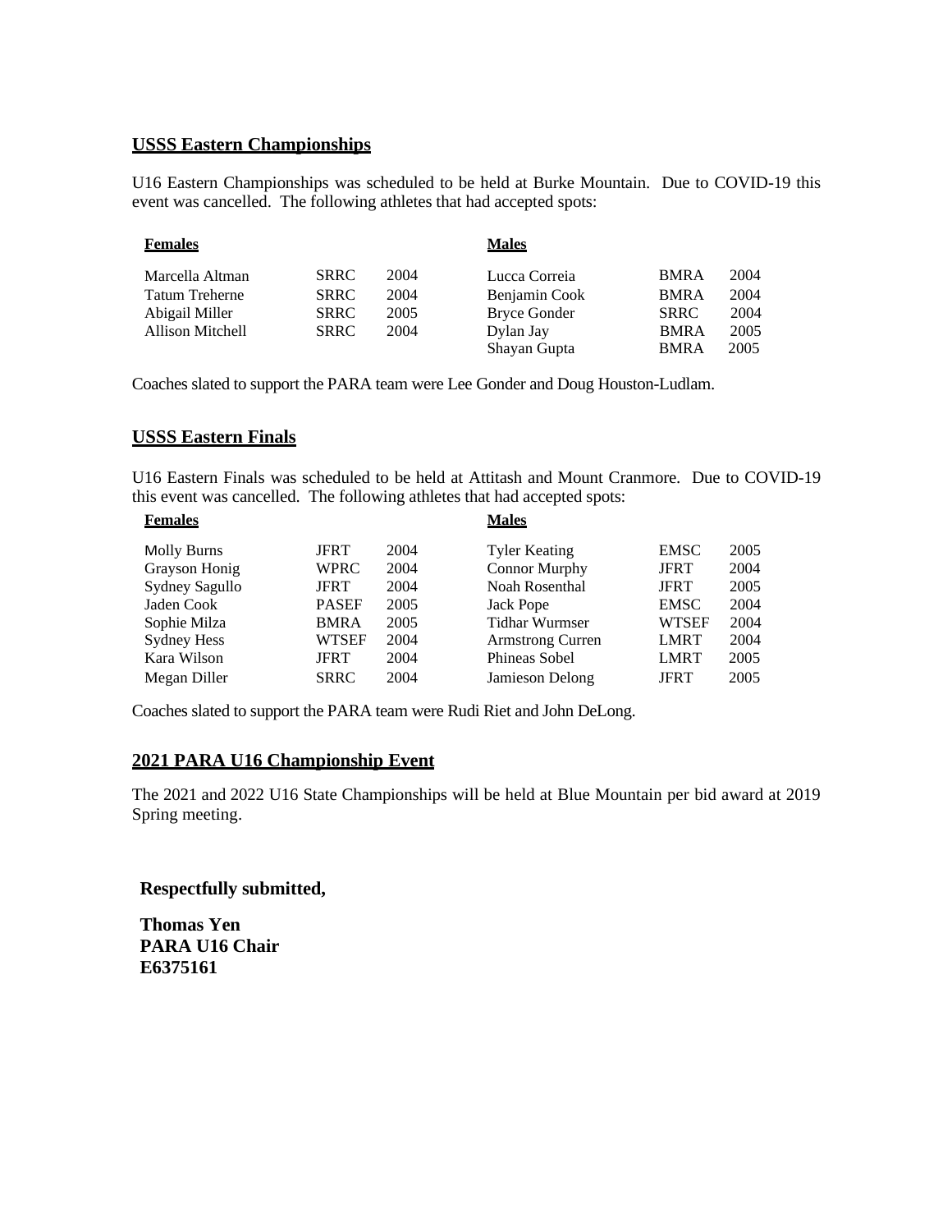## USSS Eastern Championships

U16 Eastern Championships was scheduled to be held at Burke Mountain. Due to COVID-19 this event was cancelled. The following athletes that had accepted spots:

| **Females** | | | **Males** | | |
|---|---|---|---|---|---|
| Marcella Altman | SRRC | 2004 | Lucca Correia | BMRA | 2004 |
| Tatum Treherne | SRRC | 2004 | Benjamin Cook | BMRA | 2004 |
| Abigail Miller | SRRC | 2005 | Bryce Gonder | SRRC | 2004 |
| Allison Mitchell | SRRC | 2004 | Dylan Jay | BMRA | 2005 |
| | | | Shayan Gupta | BMRA | 2005 |

Coaches slated to support the PARA team were Lee Gonder and Doug Houston-Ludlam.

## USSS Eastern Finals

U16 Eastern Finals was scheduled to be held at Attitash and Mount Cranmore. Due to COVID-19 this event was cancelled. The following athletes that had accepted spots:

| **Females** | | | **Males** | | |
|---|---|---|---|---|---|
| Molly Burns | JFRT | 2004 | Tyler Keating | EMSC | 2005 |
| Grayson Honig | WPRC | 2004 | Connor Murphy | JFRT | 2004 |
| Sydney Sagullo | JFRT | 2004 | Noah Rosenthal | JFRT | 2005 |
| Jaden Cook | PASEF | 2005 | Jack Pope | EMSC | 2004 |
| Sophie Milza | BMRA | 2005 | Tidhar Wurmser | WTSEF | 2004 |
| Sydney Hess | WTSEF | 2004 | Armstrong Curren | LMRT | 2004 |
| Kara Wilson | JFRT | 2004 | Phineas Sobel | LMRT | 2005 |
| Megan Diller | SRRC | 2004 | Jamieson Delong | JFRT | 2005 |

Coaches slated to support the PARA team were Rudi Riet and John DeLong.

## 2021 PARA U16 Championship Event

The 2021 and 2022 U16 State Championships will be held at Blue Mountain per bid award at 2019 Spring meeting.

**Respectfully submitted,**

**Thomas Yen**
**PARA U16 Chair**
**E6375161**